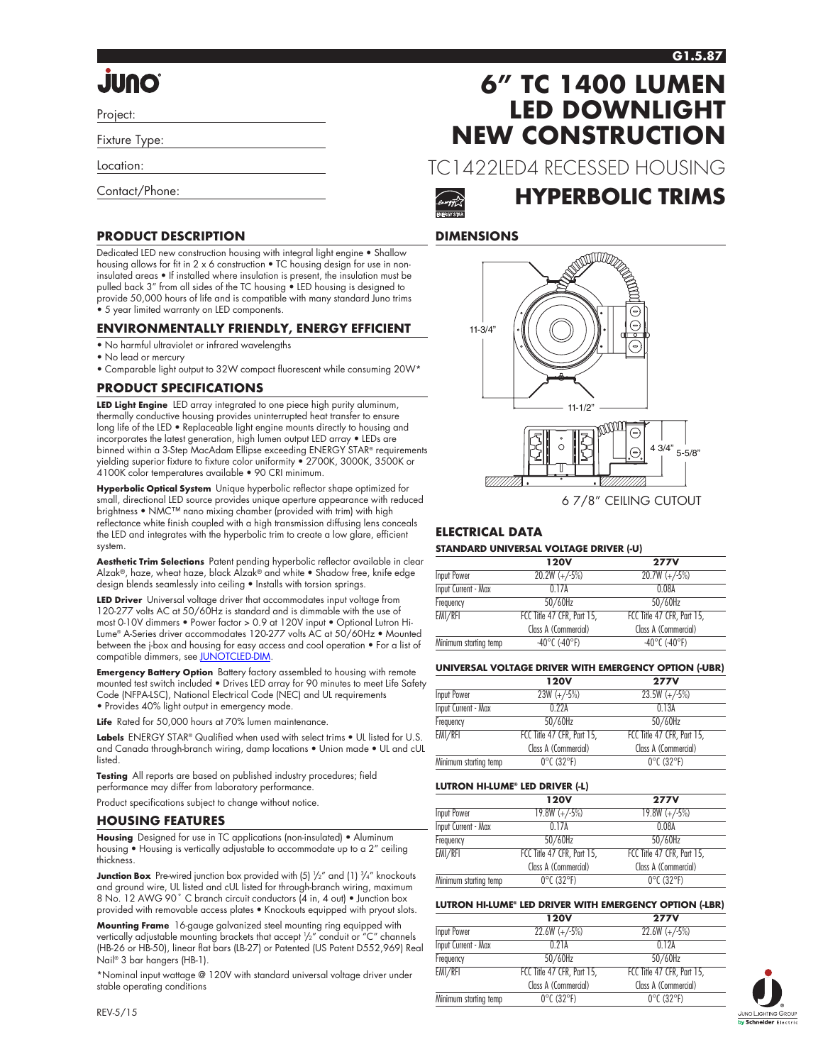G1.5.87

# 6" TC 1400 LUMEN LED DOWNLIGHT NEW CONSTRUCTION

TC1422LED4 RECESSED HOUSING

## HYPERBOLIC TRIMS

Project:

Fixture Type:

Location:

Contact/Phone:

## PRODUCT DESCRIPTION

Dedicated LED new construction housing with integral light engine • Shallow housing allows for fit in 2 x 6 construction • TC housing design for use in non-insulated areas • If installed where insulation is present, the insulation must be pulled back 3" from all sides of the TC housing • LED housing is designed to provide 50,000 hours of life and is compatible with many standard Juno trims • 5 year limited warranty on LED components.

## ENVIRONMENTALLY FRIENDLY, ENERGY EFFICIENT

- No harmful ultraviolet or infrared wavelengths
- No lead or mercury
- Comparable light output to 32W compact fluorescent while consuming 20W*

## PRODUCT SPECIFICATIONS

**LED Light Engine** LED array integrated to one piece high purity aluminum, thermally conductive housing provides uninterrupted heat transfer to ensure long life of the LED • Replaceable light engine mounts directly to housing and incorporates the latest generation, high lumen output LED array • LEDs are binned within a 3-Step MacAdam Ellipse exceeding ENERGY STAR® requirements yielding superior fixture to fixture color uniformity • 2700K, 3000K, 3500K or 4100K color temperatures available • 90 CRI minimum.

**Hyperbolic Optical System** Unique hyperbolic reflector shape optimized for small, directional LED source provides unique aperture appearance with reduced brightness • NMC™ nano mixing chamber (provided with trim) with high reflectance white finish coupled with a high transmission diffusing lens conceals the LED and integrates with the hyperbolic trim to create a low glare, efficient system.

**Aesthetic Trim Selections** Patent pending hyperbolic reflector available in clear Alzak®, haze, wheat haze, black Alzak® and white • Shadow free, knife edge design blends seamlessly into ceiling • Installs with torsion springs.

**LED Driver** Universal voltage driver that accommodates input voltage from 120-277 volts AC at 50/60Hz is standard and is dimmable with the use of most 0-10V dimmers • Power factor > 0.9 at 120V input • Optional Lutron Hi-Lume® A-Series driver accommodates 120-277 volts AC at 50/60Hz • Mounted between the j-box and housing for easy access and cool operation • For a list of compatible dimmers, see JUNOTCLED-DIM.

**Emergency Battery Option** Battery factory assembled to housing with remote mounted test switch included • Drives LED array for 90 minutes to meet Life Safety Code (NFPA-LSC), National Electrical Code (NEC) and UL requirements • Provides 40% light output in emergency mode.

**Life** Rated for 50,000 hours at 70% lumen maintenance.

**Labels** ENERGY STAR® Qualified when used with select trims • UL listed for U.S. and Canada through-branch wiring, damp locations • Union made • UL and cUL listed.

**Testing** All reports are based on published industry procedures; field performance may differ from laboratory performance.

Product specifications subject to change without notice.

## HOUSING FEATURES

**Housing** Designed for use in TC applications (non-insulated) • Aluminum housing • Housing is vertically adjustable to accommodate up to a 2" ceiling thickness.

**Junction Box** Pre-wired junction box provided with (5) 1/2" and (1) 3/4" knockouts and ground wire, UL listed and cUL listed for through-branch wiring, maximum 8 No. 12 AWG 90° C branch circuit conductors (4 in, 4 out) • Junction box provided with removable access plates • Knockouts equipped with pryout slots.

**Mounting Frame** 16-gauge galvanized steel mounting ring equipped with vertically adjustable mounting brackets that accept 1/2" conduit or "C" channels (HB-26 or HB-50), linear flat bars (LB-27) or Patented (US Patent D552,969) Real Nail® 3 bar hangers (HB-1).

*Nominal input wattage @ 120V with standard universal voltage driver under stable operating conditions

REV-5/15

## DIMENSIONS

11-3/4"

11-1/2"

4 3/4"

5-5/8"

6 7/8" CEILING CUTOUT

## ELECTRICAL DATA

### STANDARD UNIVERSAL VOLTAGE DRIVER (-U)

| | 120V | 277V |
|---|---|---|
| Input Power | 20.2W (+/-5%) | 20.7W (+/-5%) |
| Input Current - Max | 0.17A | 0.08A |
| Frequency | 50/60Hz | 50/60Hz |
| EMI/RFI | FCC Title 47 CFR, Part 15, Class A (Commercial) | FCC Title 47 CFR, Part 15, Class A (Commercial) |
| Minimum starting temp | -40°C (-40°F) | -40°C (-40°F) |

### UNIVERSAL VOLTAGE DRIVER WITH EMERGENCY OPTION (-UBR)

| | 120V | 277V |
|---|---|---|
| Input Power | 23W (+/-5%) | 23.5W (+/-5%) |
| Input Current - Max | 0.22A | 0.13A |
| Frequency | 50/60Hz | 50/60Hz |
| EMI/RFI | FCC Title 47 CFR, Part 15, Class A (Commercial) | FCC Title 47 CFR, Part 15, Class A (Commercial) |
| Minimum starting temp | 0°C (32°F) | 0°C (32°F) |

### LUTRON HI-LUME® LED DRIVER (-L)

| | 120V | 277V |
|---|---|---|
| Input Power | 19.8W (+/-5%) | 19.8W (+/-5%) |
| Input Current - Max | 0.17A | 0.08A |
| Frequency | 50/60Hz | 50/60Hz |
| EMI/RFI | FCC Title 47 CFR, Part 15, Class A (Commercial) | FCC Title 47 CFR, Part 15, Class A (Commercial) |
| Minimum starting temp | 0°C (32°F) | 0°C (32°F) |

### LUTRON HI-LUME® LED DRIVER WITH EMERGENCY OPTION (-LBR)

| | 120V | 277V |
|---|---|---|
| Input Power | 22.6W (+/-5%) | 22.6W (+/-5%) |
| Input Current - Max | 0.21A | 0.12A |
| Frequency | 50/60Hz | 50/60Hz |
| EMI/RFI | FCC Title 47 CFR, Part 15, Class A (Commercial) | FCC Title 47 CFR, Part 15, Class A (Commercial) |
| Minimum starting temp | 0°C (32°F) | 0°C (32°F) |

JUNO LIGHTING GROUP by Schneider Electric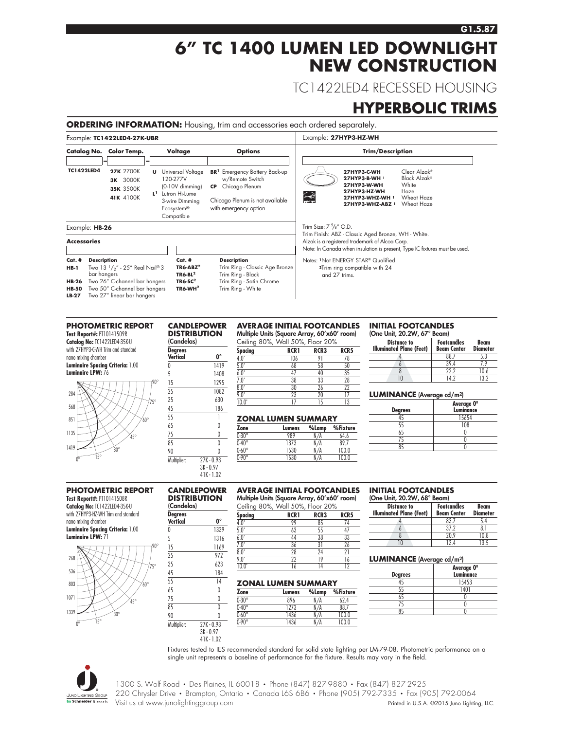# 6" TC 1400 LUMEN LED DOWNLIGHT NEW CONSTRUCTION

TC1422LED4 RECESSED HOUSING

## HYPERBOLIC TRIMS

**ORDERING INFORMATION:** Housing, trim and accessories each ordered separately.

Example: **TC1422LED4-27K-UBR**

| Catalog No. | Color Temp. | Voltage | Options |
|---|---|---|---|
| **TC1422LED4** | **27K** 2700K<br>**3K** 3000K<br>**35K** 3500K<br>**41K** 4100K | **U** Universal Voltage 120-277V (0-10V dimming)<br>**L**[1] Lutron Hi-Lume 3-wire Dimming Ecosystem® Compatible | **BR**[1] Emergency Battery Back-up w/Remote Switch<br>**CP** Chicago Plenum<br>Chicago Plenum is not available with emergency option |

Example: **27HYP3-HZ-WH**

| Trim | Description |
|---|---|
| **27HYP3-C-WH** | Clear Alzak® |
| **27HYP3-B-WH** [1] | Black Alzak® |
| **27HYP3-W-WH** | White |
| **27HYP3-HZ-WH** | Haze |
| **27HYP3-WHZ-WH** [1] | Wheat Haze |
| **27HYP3-WHZ-ABZ** [1] | Wheat Haze |

Trim Size: 7 5/8" O.D.
Trim Finish: ABZ - Classic Aged Bronze, WH - White.
Alzak is a registered trademark of Alcoa Corp.
Note: In Canada when insulation is present, Type IC fixtures must be used.

Example: **HB-26**

**Accessories**

| Cat. # | Description | Cat. # | Description |
|---|---|---|---|
| **HB-1** | Two 13 1/2" - 25" Real Nail® 3 bar hangers | **TR6-ABZ**[2] | Trim Ring - Classic Age Bronze |
| **HB-26** | Two 26" C-channel bar hangers | **TR6-BL**[2] | Trim Ring - Black |
| **HB-50** | Two 50" C-channel bar hangers | **TR6-SC**[2] | Trim Ring - Satin Chrome |
| **LB-27** | Two 27" linear bar hangers | **TR6-WH**[2] | Trim Ring - White |

Notes: [1]Not ENERGY STAR® Qualified.
[2]Trim ring compatible with 24 and 27 trims.

## PHOTOMETRIC REPORT

**Test Report#:** PT10141509R
**Catalog No:** TC1422LED4-35K-U with 27HYP3-C-WH Trim and standard nano mixing chamber
**Luminaire Spacing Criteria:** 1.00
**Luminaire LPW:** 76

284
568
851
1135
1419
0° 15° 30° 45° 60° 75° 90°

### CANDLEPOWER DISTRIBUTION (Candelas)

| Degrees Vertical | 0° |
|---|---|
| 0 | 1419 |
| 5 | 1408 |
| 15 | 1295 |
| 25 | 1082 |
| 35 | 630 |
| 45 | 186 |
| 55 | 1 |
| 65 | 0 |
| 75 | 0 |
| 85 | 0 |
| 90 | 0 |
| Multiplier: | 27K - 0.93<br>3K - 0.97<br>41K - 1.02 |

### AVERAGE INITIAL FOOTCANDLES

Multiple Units (Square Array, 60'x60' room)
Ceiling 80%, Wall 50%, Floor 20%

| Spacing | RCR1 | RCR3 | RCR5 |
|---|---|---|---|
| 4.0' | 106 | 91 | 78 |
| 5.0' | 68 | 58 | 50 |
| 6.0' | 47 | 40 | 35 |
| 7.0' | 38 | 33 | 28 |
| 8.0' | 30 | 26 | 22 |
| 9.0' | 23 | 20 | 17 |
| 10.0' | 17 | 15 | 13 |

### ZONAL LUMEN SUMMARY

| Zone | Lumens | %Lamp | %Fixture |
|---|---|---|---|
| 0-30° | 989 | N/A | 64.6 |
| 0-40° | 1373 | N/A | 89.7 |
| 0-60° | 1530 | N/A | 100.0 |
| 0-90° | 1530 | N/A | 100.0 |

### INITIAL FOOTCANDLES

(One Unit, 20.2W, 67° Beam)

| Distance to Illuminated Plane (Feet) | Footcandles Beam Center | Beam Diameter |
|---|---|---|
| 4 | 88.7 | 5.3 |
| 6 | 39.4 | 7.9 |
| 8 | 22.2 | 10.6 |
| 10 | 14.2 | 13.2 |

### LUMINANCE (Average cd/m²)

| Degrees | Average 0° Luminance |
|---|---|
| 45 | 15654 |
| 55 | 108 |
| 65 | 0 |
| 75 | 0 |
| 85 | 0 |

## PHOTOMETRIC REPORT

**Test Report#:** PT10141508R
**Catalog No:** TC1422LED4-35K-U with 27HYP3-HZ-WH Trim and standard nano mixing chamber
**Luminaire Spacing Criteria:** 1.00
**Luminaire LPW:** 71

268
536
803
1071
1339
0° 15° 30° 45° 60° 75° 90°

### CANDLEPOWER DISTRIBUTION (Candelas)

| Degrees Vertical | 0° |
|---|---|
| 0 | 1339 |
| 5 | 1316 |
| 15 | 1169 |
| 25 | 972 |
| 35 | 623 |
| 45 | 184 |
| 55 | 14 |
| 65 | 0 |
| 75 | 0 |
| 85 | 0 |
| 90 | 0 |
| Multiplier: | 27K - 0.93<br>3K - 0.97<br>41K - 1.02 |

### AVERAGE INITIAL FOOTCANDLES

Multiple Units (Square Array, 60'x60' room)
Ceiling 80%, Wall 50%, Floor 20%

| Spacing | RCR1 | RCR3 | RCR5 |
|---|---|---|---|
| 4.0' | 99 | 85 | 74 |
| 5.0' | 63 | 55 | 47 |
| 6.0' | 44 | 38 | 33 |
| 7.0' | 36 | 31 | 26 |
| 8.0' | 28 | 24 | 21 |
| 9.0' | 22 | 19 | 16 |
| 10.0' | 16 | 14 | 12 |

### ZONAL LUMEN SUMMARY

| Zone | Lumens | %Lamp | %Fixture |
|---|---|---|---|
| 0-30° | 896 | N/A | 62.4 |
| 0-40° | 1273 | N/A | 88.7 |
| 0-60° | 1436 | N/A | 100.0 |
| 0-90° | 1436 | N/A | 100.0 |

### INITIAL FOOTCANDLES

(One Unit, 20.2W, 68° Beam)

| Distance to Illuminated Plane (Feet) | Footcandles Beam Center | Beam Diameter |
|---|---|---|
| 4 | 83.7 | 5.4 |
| 6 | 37.2 | 8.1 |
| 8 | 20.9 | 10.8 |
| 10 | 13.4 | 13.5 |

### LUMINANCE (Average cd/m²)

| Degrees | Average 0° Luminance |
|---|---|
| 45 | 15453 |
| 55 | 1401 |
| 65 | 0 |
| 75 | 0 |
| 85 | 0 |

Fixtures tested to IES recommended standard for solid state lighting per LM-79-08. Photometric performance on a single unit represents a baseline of performance for the fixture. Results may vary in the field.

1300 S. Wolf Road • Des Plaines, IL 60018 • Phone (847) 827-9880 • Fax (847) 827-2925
220 Chrysler Drive • Brampton, Ontario • Canada L6S 6B6 • Phone (905) 792-7335 • Fax (905) 792-0064
Visit us at www.junolightinggroup.com

Printed in U.S.A. ©2015 Juno Lighting, LLC.